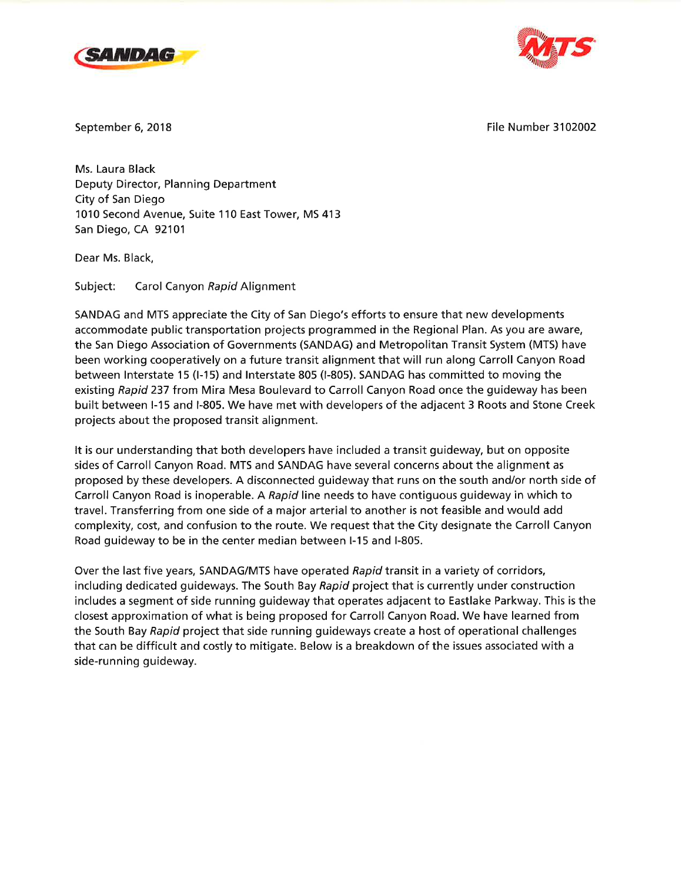SANDAG MTS

September 6, 2018 File Number 3102002

Ms. Laura Black
Deputy Director, Planning Department
City of San Diego
1010 Second Avenue, Suite 110 East Tower, MS 413
San Diego, CA 92101

Dear Ms. Black,

Subject: Carol Canyon *Rapid* Alignment

SANDAG and MTS appreciate the City of San Diego's efforts to ensure that new developments accommodate public transportation projects programmed in the Regional Plan. As you are aware, the San Diego Association of Governments (SANDAG) and Metropolitan Transit System (MTS) have been working cooperatively on a future transit alignment that will run along Carroll Canyon Road between Interstate 15 (I-15) and Interstate 805 (I-805). SANDAG has committed to moving the existing *Rapid* 237 from Mira Mesa Boulevard to Carroll Canyon Road once the guideway has been built between I-15 and I-805. We have met with developers of the adjacent 3 Roots and Stone Creek projects about the proposed transit alignment.

It is our understanding that both developers have included a transit guideway, but on opposite sides of Carroll Canyon Road. MTS and SANDAG have several concerns about the alignment as proposed by these developers. A disconnected guideway that runs on the south and/or north side of Carroll Canyon Road is inoperable. A *Rapid* line needs to have contiguous guideway in which to travel. Transferring from one side of a major arterial to another is not feasible and would add complexity, cost, and confusion to the route. We request that the City designate the Carroll Canyon Road guideway to be in the center median between I-15 and I-805.

Over the last five years, SANDAG/MTS have operated *Rapid* transit in a variety of corridors, including dedicated guideways. The South Bay *Rapid* project that is currently under construction includes a segment of side running guideway that operates adjacent to Eastlake Parkway. This is the closest approximation of what is being proposed for Carroll Canyon Road. We have learned from the South Bay *Rapid* project that side running guideways create a host of operational challenges that can be difficult and costly to mitigate. Below is a breakdown of the issues associated with a side-running guideway.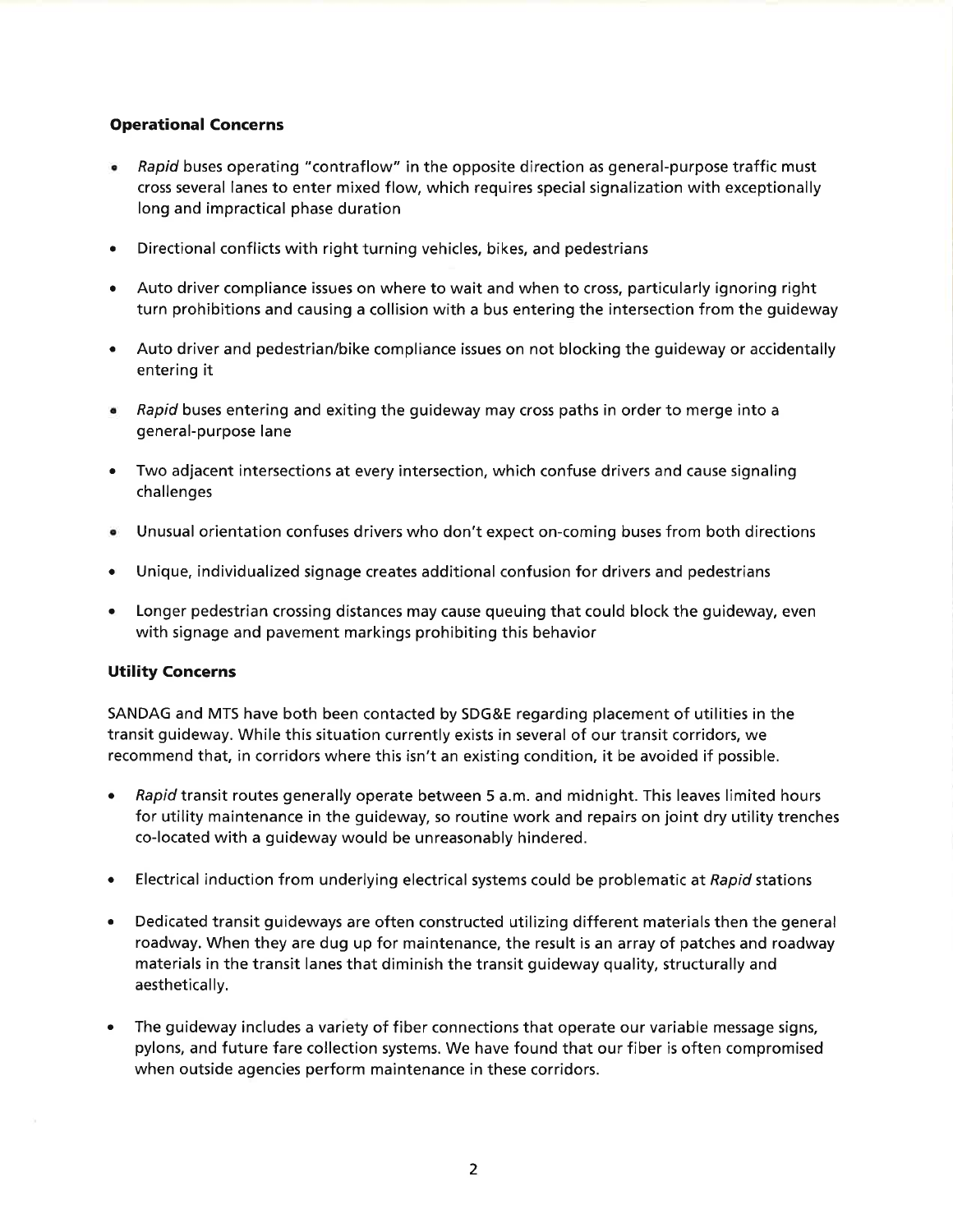**Operational Concerns**

- *Rapid* buses operating "contraflow" in the opposite direction as general-purpose traffic must cross several lanes to enter mixed flow, which requires special signalization with exceptionally long and impractical phase duration
- Directional conflicts with right turning vehicles, bikes, and pedestrians
- Auto driver compliance issues on where to wait and when to cross, particularly ignoring right turn prohibitions and causing a collision with a bus entering the intersection from the guideway
- Auto driver and pedestrian/bike compliance issues on not blocking the guideway or accidentally entering it
- *Rapid* buses entering and exiting the guideway may cross paths in order to merge into a general-purpose lane
- Two adjacent intersections at every intersection, which confuse drivers and cause signaling challenges
- Unusual orientation confuses drivers who don't expect on-coming buses from both directions
- Unique, individualized signage creates additional confusion for drivers and pedestrians
- Longer pedestrian crossing distances may cause queuing that could block the guideway, even with signage and pavement markings prohibiting this behavior

**Utility Concerns**

SANDAG and MTS have both been contacted by SDG&E regarding placement of utilities in the transit guideway. While this situation currently exists in several of our transit corridors, we recommend that, in corridors where this isn't an existing condition, it be avoided if possible.

- *Rapid* transit routes generally operate between 5 a.m. and midnight. This leaves limited hours for utility maintenance in the guideway, so routine work and repairs on joint dry utility trenches co-located with a guideway would be unreasonably hindered.
- Electrical induction from underlying electrical systems could be problematic at *Rapid* stations
- Dedicated transit guideways are often constructed utilizing different materials then the general roadway. When they are dug up for maintenance, the result is an array of patches and roadway materials in the transit lanes that diminish the transit guideway quality, structurally and aesthetically.
- The guideway includes a variety of fiber connections that operate our variable message signs, pylons, and future fare collection systems. We have found that our fiber is often compromised when outside agencies perform maintenance in these corridors.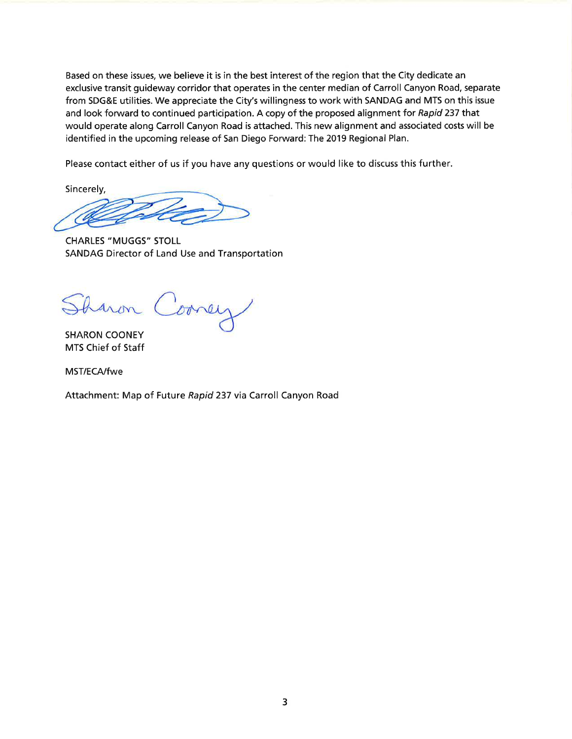Based on these issues, we believe it is in the best interest of the region that the City dedicate an exclusive transit guideway corridor that operates in the center median of Carroll Canyon Road, separate from SDG&E utilities. We appreciate the City's willingness to work with SANDAG and MTS on this issue and look forward to continued participation. A copy of the proposed alignment for *Rapid* 237 that would operate along Carroll Canyon Road is attached. This new alignment and associated costs will be identified in the upcoming release of San Diego Forward: The 2019 Regional Plan.

Please contact either of us if you have any questions or would like to discuss this further.

Sincerely,

CHARLES "MUGGS" STOLL
SANDAG Director of Land Use and Transportation

SHARON COONEY
MTS Chief of Staff

MST/ECA/fwe

Attachment: Map of Future *Rapid* 237 via Carroll Canyon Road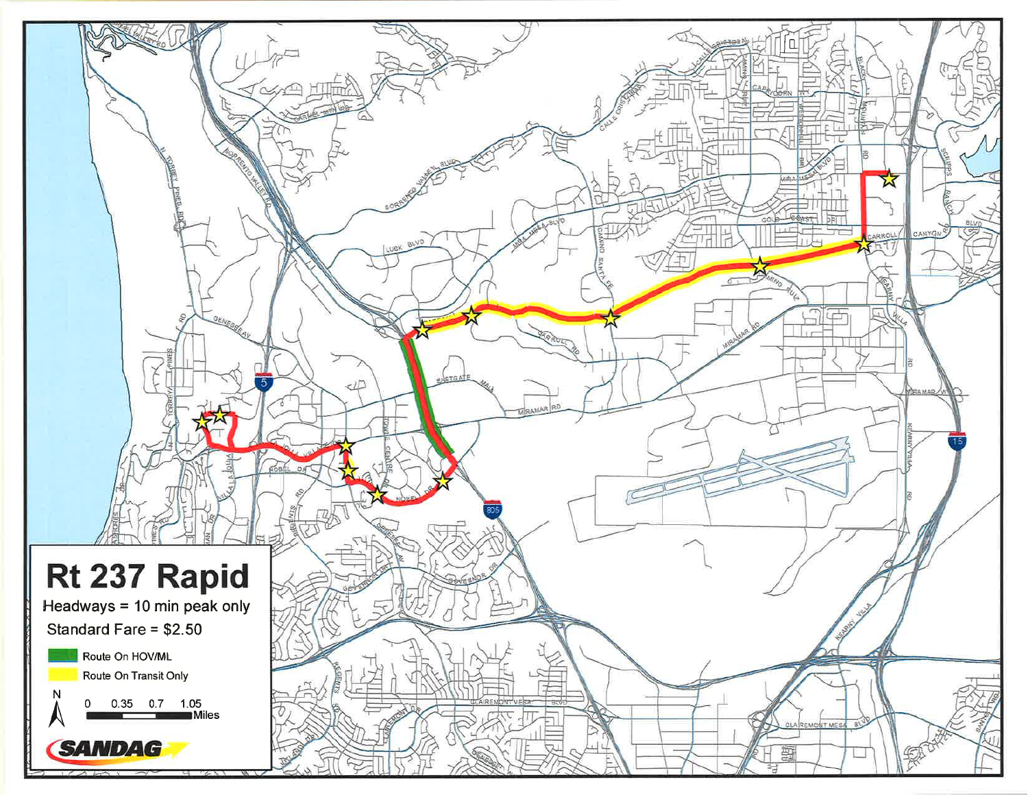# Rt 237 Rapid

Headways = 10 min peak only

Standard Fare = $2.50

Route On HOV/ML

Route On Transit Only

N

0 0.35 0.7 1.05 Miles

SANDAG